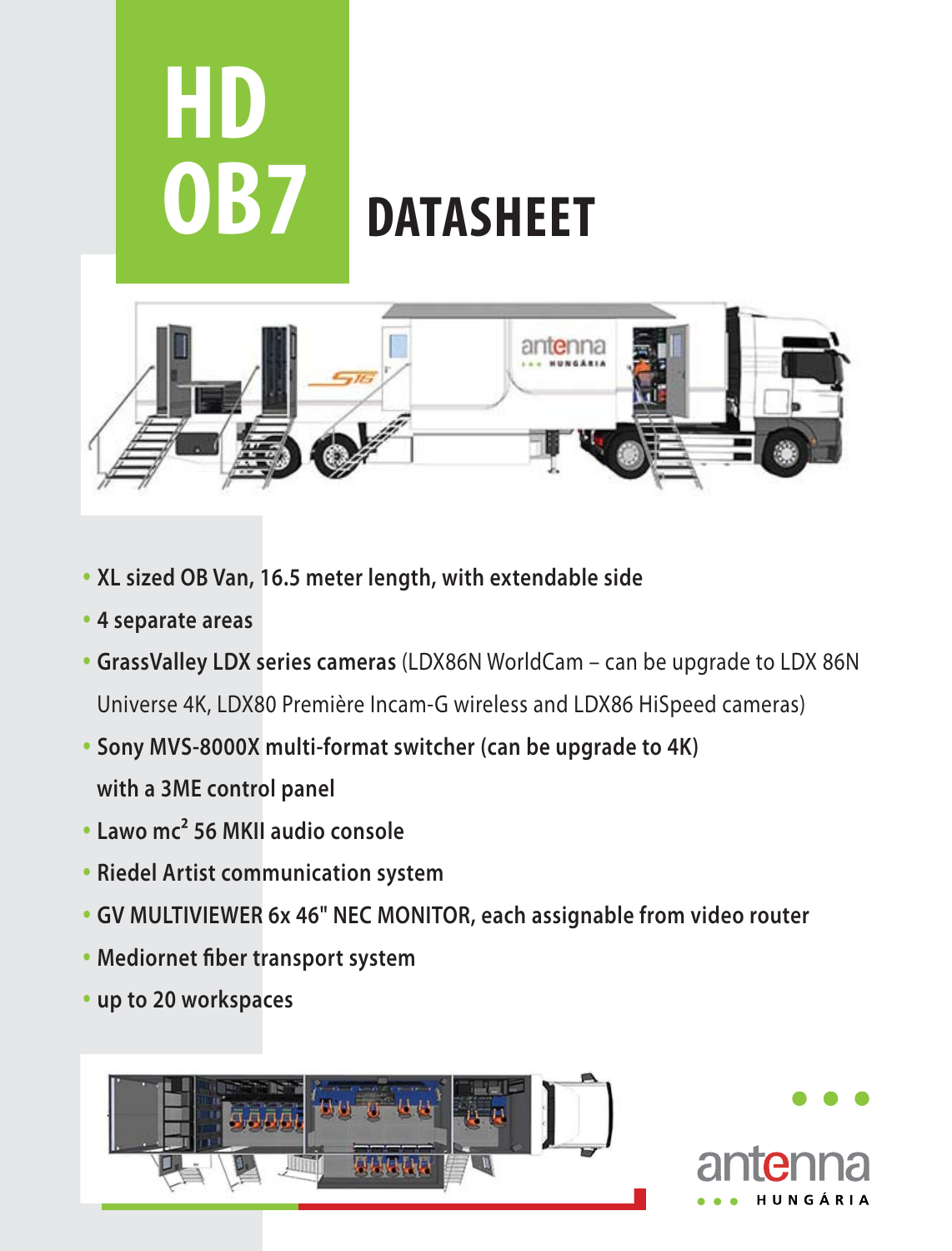# HD OB7

## DATASHEET

- **XL sized OB Van, 16.5 meter length, with extendable side**
- **4 separate areas**
- **GrassValley LDX series cameras** (LDX86N WorldCam – can be upgrade to LDX 86N Universe 4K, LDX80 Première Incam-G wireless and LDX86 HiSpeed cameras)
- **Sony MVS-8000X multi-format switcher (can be upgrade to 4K) with a 3ME control panel**
- **Lawo mc² 56 MKII audio console**
- **Riedel Artist communication system**
- **GV MULTIVIEWER 6x 46" NEC MONITOR, each assignable from video router**
- **Mediornet fiber transport system**
- **up to 20 workspaces**

antenna HUNGÁRIA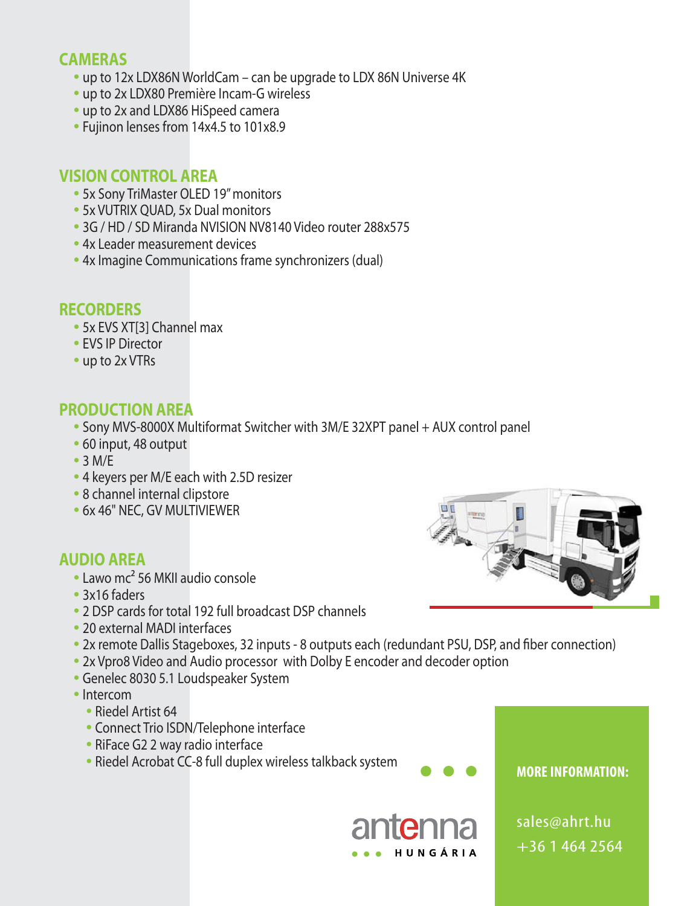## CAMERAS

- up to 12x LDX86N WorldCam – can be upgrade to LDX 86N Universe 4K
- up to 2x LDX80 Première Incam-G wireless
- up to 2x and LDX86 HiSpeed camera
- Fujinon lenses from 14x4.5 to 101x8.9

## VISION CONTROL AREA

- 5x Sony TriMaster OLED 19" monitors
- 5x VUTRIX QUAD, 5x Dual monitors
- 3G / HD / SD Miranda NVISION NV8140 Video router 288x575
- 4x Leader measurement devices
- 4x Imagine Communications frame synchronizers (dual)

## RECORDERS

- 5x EVS XT[3] Channel max
- EVS IP Director
- up to 2x VTRs

## PRODUCTION AREA

- Sony MVS-8000X Multiformat Switcher with 3M/E 32XPT panel + AUX control panel
- 60 input, 48 output
- 3 M/E
- 4 keyers per M/E each with 2.5D resizer
- 8 channel internal clipstore
- 6x 46" NEC, GV MULTIVIEWER

## AUDIO AREA

- Lawo mc² 56 MKII audio console
- 3x16 faders
- 2 DSP cards for total 192 full broadcast DSP channels
- 20 external MADI interfaces
- 2x remote Dallis Stageboxes, 32 inputs - 8 outputs each (redundant PSU, DSP, and fiber connection)
- 2x Vpro8 Video and Audio processor with Dolby E encoder and decoder option
- Genelec 8030 5.1 Loudspeaker System
- Intercom
  - Riedel Artist 64
  - Connect Trio ISDN/Telephone interface
  - RiFace G2 2 way radio interface
  - Riedel Acrobat CC-8 full duplex wireless talkback system

antenna HUNGÁRIA

**MORE INFORMATION:**

sales@ahrt.hu
+36 1 464 2564